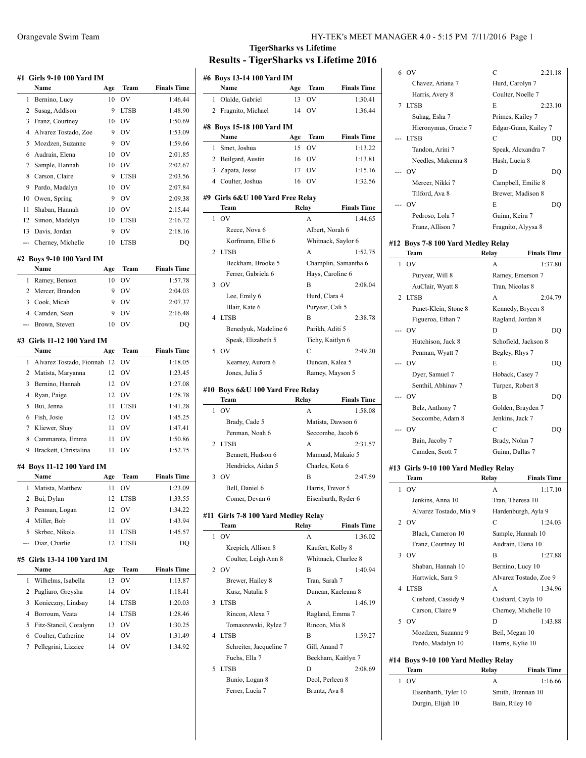# TigerSharks vs Lifetime

## Results - TigerSharks vs Lifetime 2016

### #1 Girls 9-10 100 Yard IM

| | Name | Age | Team | Finals Time |
|---|---|---|---|---|
| 1 | Bernino, Lucy | 10 | OV | 1:46.44 |
| 2 | Susag, Addison | 9 | LTSB | 1:48.90 |
| 3 | Franz, Courtney | 10 | OV | 1:50.69 |
| 4 | Alvarez Tostado, Zoe | 9 | OV | 1:53.09 |
| 5 | Mozdzen, Suzanne | 9 | OV | 1:59.66 |
| 6 | Audrain, Elena | 10 | OV | 2:01.85 |
| 7 | Sample, Hannah | 10 | OV | 2:02.67 |
| 8 | Carson, Claire | 9 | LTSB | 2:03.56 |
| 9 | Pardo, Madalyn | 10 | OV | 2:07.84 |
| 10 | Owen, Spring | 9 | OV | 2:09.38 |
| 11 | Shaban, Hannah | 10 | OV | 2:15.44 |
| 12 | Simon, Madelyn | 10 | LTSB | 2:16.72 |
| 13 | Davis, Jordan | 9 | OV | 2:18.16 |
| --- | Cherney, Michelle | 10 | LTSB | DQ |

### #2 Boys 9-10 100 Yard IM

| | Name | Age | Team | Finals Time |
|---|---|---|---|---|
| 1 | Ramey, Benson | 10 | OV | 1:57.78 |
| 2 | Mercer, Brandon | 9 | OV | 2:04.03 |
| 3 | Cook, Micah | 9 | OV | 2:07.37 |
| 4 | Camden, Sean | 9 | OV | 2:16.48 |
| --- | Brown, Steven | 10 | OV | DQ |

### #3 Girls 11-12 100 Yard IM

| | Name | Age | Team | Finals Time |
|---|---|---|---|---|
| 1 | Alvarez Tostado, Fionnah | 12 | OV | 1:18.05 |
| 2 | Matista, Maryanna | 12 | OV | 1:23.45 |
| 3 | Bernino, Hannah | 12 | OV | 1:27.08 |
| 4 | Ryan, Paige | 12 | OV | 1:28.78 |
| 5 | Bui, Jenna | 11 | LTSB | 1:41.28 |
| 6 | Fish, Josie | 12 | OV | 1:45.25 |
| 7 | Kliewer, Shay | 11 | OV | 1:47.41 |
| 8 | Cammarota, Emma | 11 | OV | 1:50.86 |
| 9 | Brackett, Christalina | 11 | OV | 1:52.75 |

### #4 Boys 11-12 100 Yard IM

| | Name | Age | Team | Finals Time |
|---|---|---|---|---|
| 1 | Matista, Matthew | 11 | OV | 1:23.09 |
| 2 | Bui, Dylan | 12 | LTSB | 1:33.55 |
| 3 | Penman, Logan | 12 | OV | 1:34.22 |
| 4 | Miller, Bob | 11 | OV | 1:43.94 |
| 5 | Skrbec, Nikola | 11 | LTSB | 1:45.57 |
| --- | Diaz, Charlie | 12 | LTSB | DQ |

### #5 Girls 13-14 100 Yard IM

| | Name | Age | Team | Finals Time |
|---|---|---|---|---|
| 1 | Wilhelms, Isabella | 13 | OV | 1:13.87 |
| 2 | Pagliaro, Greysha | 14 | OV | 1:18.41 |
| 3 | Konieczny, Lindsay | 14 | LTSB | 1:20.03 |
| 4 | Borroum, Veata | 14 | LTSB | 1:28.46 |
| 5 | Fitz-Stancil, Coralynn | 13 | OV | 1:30.25 |
| 6 | Coulter, Catherine | 14 | OV | 1:31.49 |
| 7 | Pellegrini, Lizziee | 14 | OV | 1:34.92 |

### #6 Boys 13-14 100 Yard IM

| | Name | Age | Team | Finals Time |
|---|---|---|---|---|
| 1 | Olalde, Gabriel | 13 | OV | 1:30.41 |
| 2 | Fragnito, Michael | 14 | OV | 1:36.44 |

### #8 Boys 15-18 100 Yard IM

| | Name | Age | Team | Finals Time |
|---|---|---|---|---|
| 1 | Smet, Joshua | 15 | OV | 1:13.22 |
| 2 | Beilgard, Austin | 16 | OV | 1:13.81 |
| 3 | Zapata, Jesse | 17 | OV | 1:15.16 |
| 4 | Coulter, Joshua | 16 | OV | 1:32.56 |

### #9 Girls 6&U 100 Yard Free Relay

| | Team | Relay | Finals Time |
|---|---|---|---|
| 1 | OV | A | 1:44.65 |
| | Reece, Nova 6 | Albert, Norah 6 | |
| | Korfmann, Ellie 6 | Whitnack, Saylor 6 | |
| 2 | LTSB | A | 1:52.75 |
| | Beckham, Brooke 5 | Champlin, Samantha 6 | |
| | Ferrer, Gabriela 6 | Hays, Caroline 6 | |
| 3 | OV | B | 2:08.04 |
| | Lee, Emily 6 | Hurd, Clara 4 | |
| | Blair, Kate 6 | Puryear, Cali 5 | |
| 4 | LTSB | B | 2:38.78 |
| | Benedyuk, Madeline 6 | Parikh, Aditi 5 | |
| | Speak, Elizabeth 5 | Tichy, Kaitlyn 6 | |
| 5 | OV | C | 2:49.20 |
| | Kearney, Aurora 6 | Duncan, Kalea 5 | |
| | Jones, Julia 5 | Ramey, Mayson 5 | |

### #10 Boys 6&U 100 Yard Free Relay

| | Team | Relay | Finals Time |
|---|---|---|---|
| 1 | OV | A | 1:58.08 |
| | Brady, Cade 5 | Matista, Dawson 6 | |
| | Penman, Noah 6 | Seccombe, Jacob 6 | |
| 2 | LTSB | A | 2:31.57 |
| | Bennett, Hudson 6 | Mamuad, Makaio 5 | |
| | Hendricks, Aidan 5 | Charles, Kota 6 | |
| 3 | OV | B | 2:47.59 |
| | Bell, Daniel 6 | Harris, Trevor 5 | |
| | Comer, Devan 6 | Eisenbarth, Ryder 6 | |

### #11 Girls 7-8 100 Yard Medley Relay

| | Team | Relay | Finals Time |
|---|---|---|---|
| 1 | OV | A | 1:36.02 |
| | Krepich, Allison 8 | Kaufert, Kolby 8 | |
| | Coulter, Leigh Ann 8 | Whitnack, Charlee 8 | |
| 2 | OV | B | 1:40.94 |
| | Brewer, Hailey 8 | Tran, Sarah 7 | |
| | Kusz, Natalia 8 | Duncan, Kaeleana 8 | |
| 3 | LTSB | A | 1:46.19 |
| | Rincon, Alexa 7 | Ragland, Emma 7 | |
| | Tomaszewski, Rylee 7 | Rincon, Mia 8 | |
| 4 | LTSB | B | 1:59.27 |
| | Schreiter, Jacqueline 7 | Gill, Anand 7 | |
| | Fuchs, Ella 7 | Beckham, Kaitlyn 7 | |
| 5 | LTSB | D | 2:08.69 |
| | Bunio, Logan 8 | Deol, Perleen 8 | |
| | Ferrer, Lucia 7 | Bruntz, Ava 8 | |
| 6 | OV | C | 2:21.18 |
| | Chavez, Ariana 7 | Hurd, Carolyn 7 | |
| | Harris, Avery 8 | Coulter, Noelle 7 | |
| 7 | LTSB | E | 2:23.10 |
| | Suhag, Esha 7 | Primes, Kailey 7 | |
| | Hieronymus, Gracie 7 | Edgar-Gunn, Kailey 7 | |
| --- | LTSB | C | DQ |
| | Tandon, Arini 7 | Speak, Alexandra 7 | |
| | Needles, Makenna 8 | Hash, Lucia 8 | |
| --- | OV | D | DQ |
| | Mercer, Nikki 7 | Campbell, Emilie 8 | |
| | Tilford, Ava 8 | Brewer, Madison 8 | |
| --- | OV | E | DQ |
| | Pedroso, Lola 7 | Guinn, Keira 7 | |
| | Franz, Allison 7 | Fragnito, Alyssa 8 | |

### #12 Boys 7-8 100 Yard Medley Relay

| | Team | Relay | Finals Time |
|---|---|---|---|
| 1 | OV | A | 1:37.80 |
| | Puryear, Will 8 | Ramey, Emerson 7 | |
| | AuClair, Wyatt 8 | Tran, Nicolas 8 | |
| 2 | LTSB | A | 2:04.79 |
| | Panet-Klein, Stone 8 | Kennedy, Brycen 8 | |
| | Figueroa, Ethan 7 | Ragland, Jordan 8 | |
| --- | OV | D | DQ |
| | Hutchison, Jack 8 | Schofield, Jackson 8 | |
| | Penman, Wyatt 7 | Begley, Rhys 7 | |
| --- | OV | E | DQ |
| | Dyer, Samuel 7 | Hoback, Casey 7 | |
| | Senthil, Abhinav 7 | Turpen, Robert 8 | |
| --- | OV | B | DQ |
| | Belz, Anthony 7 | Golden, Brayden 7 | |
| | Seccombe, Adam 8 | Jenkins, Jack 7 | |
| --- | OV | C | DQ |
| | Bain, Jacoby 7 | Brady, Nolan 7 | |
| | Camden, Scott 7 | Guinn, Dallas 7 | |

### #13 Girls 9-10 100 Yard Medley Relay

| | Team | Relay | Finals Time |
|---|---|---|---|
| 1 | OV | A | 1:17.10 |
| | Jenkins, Anna 10 | Tran, Theresa 10 | |
| | Alvarez Tostado, Mia 9 | Hardenburgh, Ayla 9 | |
| 2 | OV | C | 1:24.03 |
| | Black, Cameron 10 | Sample, Hannah 10 | |
| | Franz, Courtney 10 | Audrain, Elena 10 | |
| 3 | OV | B | 1:27.88 |
| | Shaban, Hannah 10 | Bernino, Lucy 10 | |
| | Hartwick, Sara 9 | Alvarez Tostado, Zoe 9 | |
| 4 | LTSB | A | 1:34.96 |
| | Cushard, Cassidy 9 | Cushard, Cayla 10 | |
| | Carson, Claire 9 | Cherney, Michelle 10 | |
| 5 | OV | D | 1:43.88 |
| | Mozdzen, Suzanne 9 | Beil, Megan 10 | |
| | Pardo, Madalyn 10 | Harris, Kylie 10 | |

### #14 Boys 9-10 100 Yard Medley Relay

| | Team | Relay | Finals Time |
|---|---|---|---|
| 1 | OV | A | 1:16.66 |
| | Eisenbarth, Tyler 10 | Smith, Brennan 10 | |
| | Durgin, Elijah 10 | Bain, Riley 10 | |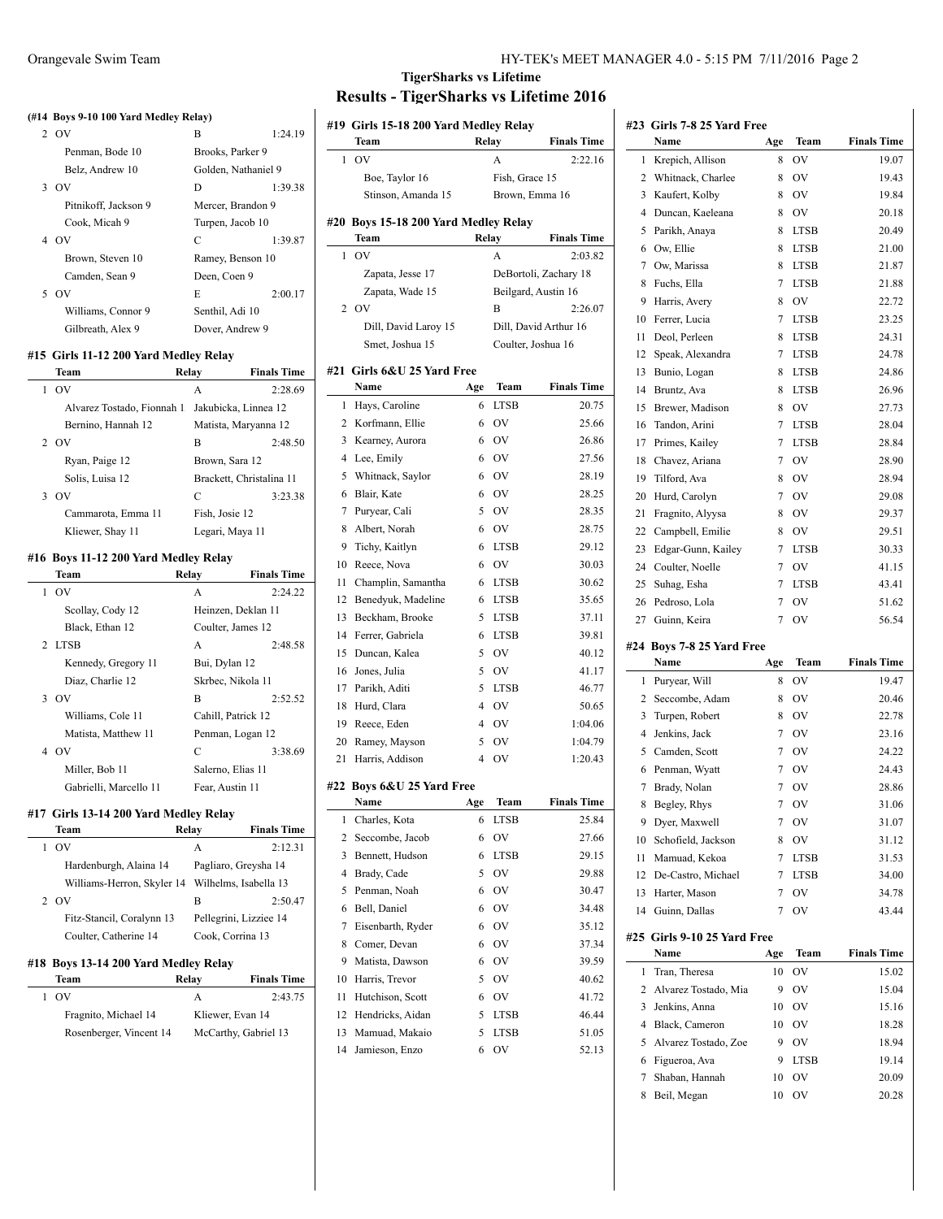# TigerSharks vs Lifetime

## Results - TigerSharks vs Lifetime 2016

### (#14 Boys 9-10 100 Yard Medley Relay)

| | Team | Relay | Finals Time |
|---|---|---|---|
| 2 | OV | B | 1:24.19 |
| | Penman, Bode 10 | Brooks, Parker 9 | |
| | Belz, Andrew 10 | Golden, Nathaniel 9 | |
| 3 | OV | D | 1:39.38 |
| | Pitnikoff, Jackson 9 | Mercer, Brandon 9 | |
| | Cook, Micah 9 | Turpen, Jacob 10 | |
| 4 | OV | C | 1:39.87 |
| | Brown, Steven 10 | Ramey, Benson 10 | |
| | Camden, Sean 9 | Deen, Coen 9 | |
| 5 | OV | E | 2:00.17 |
| | Williams, Connor 9 | Senthil, Adi 10 | |
| | Gilbreath, Alex 9 | Dover, Andrew 9 | |

### #15 Girls 11-12 200 Yard Medley Relay

| | Team | Relay | Finals Time |
|---|---|---|---|
| 1 | OV | A | 2:28.69 |
| | Alvarez Tostado, Fionnah 1 | Jakubicka, Linnea 12 | |
| | Bernino, Hannah 12 | Matista, Maryanna 12 | |
| 2 | OV | B | 2:48.50 |
| | Ryan, Paige 12 | Brown, Sara 12 | |
| | Solis, Luisa 12 | Brackett, Christalina 11 | |
| 3 | OV | C | 3:23.38 |
| | Cammarota, Emma 11 | Fish, Josie 12 | |
| | Kliewer, Shay 11 | Legari, Maya 11 | |

### #16 Boys 11-12 200 Yard Medley Relay

| | Team | Relay | Finals Time |
|---|---|---|---|
| 1 | OV | A | 2:24.22 |
| | Scollay, Cody 12 | Heinzen, Deklan 11 | |
| | Black, Ethan 12 | Coulter, James 12 | |
| 2 | LTSB | A | 2:48.58 |
| | Kennedy, Gregory 11 | Bui, Dylan 12 | |
| | Diaz, Charlie 12 | Skrbec, Nikola 11 | |
| 3 | OV | B | 2:52.52 |
| | Williams, Cole 11 | Cahill, Patrick 12 | |
| | Matista, Matthew 11 | Penman, Logan 12 | |
| 4 | OV | C | 3:38.69 |
| | Miller, Bob 11 | Salerno, Elias 11 | |
| | Gabrielli, Marcello 11 | Fear, Austin 11 | |

### #17 Girls 13-14 200 Yard Medley Relay

| | Team | Relay | Finals Time |
|---|---|---|---|
| 1 | OV | A | 2:12.31 |
| | Hardenburgh, Alaina 14 | Pagliaro, Greysha 14 | |
| | Williams-Herron, Skyler 14 | Wilhelms, Isabella 13 | |
| 2 | OV | B | 2:50.47 |
| | Fitz-Stancil, Coralynn 13 | Pellegrini, Lizziee 14 | |
| | Coulter, Catherine 14 | Cook, Corrina 13 | |

### #18 Boys 13-14 200 Yard Medley Relay

| | Team | Relay | Finals Time |
|---|---|---|---|
| 1 | OV | A | 2:43.75 |
| | Fragnito, Michael 14 | Kliewer, Evan 14 | |
| | Rosenberger, Vincent 14 | McCarthy, Gabriel 13 | |

### #19 Girls 15-18 200 Yard Medley Relay

| | Team | Relay | Finals Time |
|---|---|---|---|
| 1 | OV | A | 2:22.16 |
| | Boe, Taylor 16 | Fish, Grace 15 | |
| | Stinson, Amanda 15 | Brown, Emma 16 | |

### #20 Boys 15-18 200 Yard Medley Relay

| | Team | Relay | Finals Time |
|---|---|---|---|
| 1 | OV | A | 2:03.82 |
| | Zapata, Jesse 17 | DeBortoli, Zachary 18 | |
| | Zapata, Wade 15 | Beilgard, Austin 16 | |
| 2 | OV | B | 2:26.07 |
| | Dill, David Laroy 15 | Dill, David Arthur 16 | |
| | Smet, Joshua 15 | Coulter, Joshua 16 | |

### #21 Girls 6&U 25 Yard Free

| | Name | Age | Team | Finals Time |
|---|---|---|---|---|
| 1 | Hays, Caroline | 6 | LTSB | 20.75 |
| 2 | Korfmann, Ellie | 6 | OV | 25.66 |
| 3 | Kearney, Aurora | 6 | OV | 26.86 |
| 4 | Lee, Emily | 6 | OV | 27.56 |
| 5 | Whitnack, Saylor | 6 | OV | 28.19 |
| 6 | Blair, Kate | 6 | OV | 28.25 |
| 7 | Puryear, Cali | 5 | OV | 28.35 |
| 8 | Albert, Norah | 6 | OV | 28.75 |
| 9 | Tichy, Kaitlyn | 6 | LTSB | 29.12 |
| 10 | Reece, Nova | 6 | OV | 30.03 |
| 11 | Champlin, Samantha | 6 | LTSB | 30.62 |
| 12 | Benedyuk, Madeline | 6 | LTSB | 35.65 |
| 13 | Beckham, Brooke | 5 | LTSB | 37.11 |
| 14 | Ferrer, Gabriela | 6 | LTSB | 39.81 |
| 15 | Duncan, Kalea | 5 | OV | 40.12 |
| 16 | Jones, Julia | 5 | OV | 41.17 |
| 17 | Parikh, Aditi | 5 | LTSB | 46.77 |
| 18 | Hurd, Clara | 4 | OV | 50.65 |
| 19 | Reece, Eden | 4 | OV | 1:04.06 |
| 20 | Ramey, Mayson | 5 | OV | 1:04.79 |
| 21 | Harris, Addison | 4 | OV | 1:20.43 |

### #22 Boys 6&U 25 Yard Free

| | Name | Age | Team | Finals Time |
|---|---|---|---|---|
| 1 | Charles, Kota | 6 | LTSB | 25.84 |
| 2 | Seccombe, Jacob | 6 | OV | 27.66 |
| 3 | Bennett, Hudson | 6 | LTSB | 29.15 |
| 4 | Brady, Cade | 5 | OV | 29.88 |
| 5 | Penman, Noah | 6 | OV | 30.47 |
| 6 | Bell, Daniel | 6 | OV | 34.48 |
| 7 | Eisenbarth, Ryder | 6 | OV | 35.12 |
| 8 | Comer, Devan | 6 | OV | 37.34 |
| 9 | Matista, Dawson | 6 | OV | 39.59 |
| 10 | Harris, Trevor | 5 | OV | 40.62 |
| 11 | Hutchison, Scott | 6 | OV | 41.72 |
| 12 | Hendricks, Aidan | 5 | LTSB | 46.44 |
| 13 | Mamuad, Makaio | 5 | LTSB | 51.05 |
| 14 | Jamieson, Enzo | 6 | OV | 52.13 |

### #23 Girls 7-8 25 Yard Free

| | Name | Age | Team | Finals Time |
|---|---|---|---|---|
| 1 | Krepich, Allison | 8 | OV | 19.07 |
| 2 | Whitnack, Charlee | 8 | OV | 19.43 |
| 3 | Kaufert, Kolby | 8 | OV | 19.84 |
| 4 | Duncan, Kaeleana | 8 | OV | 20.18 |
| 5 | Parikh, Anaya | 8 | LTSB | 20.49 |
| 6 | Ow, Ellie | 8 | LTSB | 21.00 |
| 7 | Ow, Marissa | 8 | LTSB | 21.87 |
| 8 | Fuchs, Ella | 7 | LTSB | 21.88 |
| 9 | Harris, Avery | 8 | OV | 22.72 |
| 10 | Ferrer, Lucia | 7 | LTSB | 23.25 |
| 11 | Deol, Perleen | 8 | LTSB | 24.31 |
| 12 | Speak, Alexandra | 7 | LTSB | 24.78 |
| 13 | Bunio, Logan | 8 | LTSB | 24.86 |
| 14 | Bruntz, Ava | 8 | LTSB | 26.96 |
| 15 | Brewer, Madison | 8 | OV | 27.73 |
| 16 | Tandon, Arini | 7 | LTSB | 28.04 |
| 17 | Primes, Kailey | 7 | LTSB | 28.84 |
| 18 | Chavez, Ariana | 7 | OV | 28.90 |
| 19 | Tilford, Ava | 8 | OV | 28.94 |
| 20 | Hurd, Carolyn | 7 | OV | 29.08 |
| 21 | Fragnito, Alyyssa | 8 | OV | 29.37 |
| 22 | Campbell, Emilie | 8 | OV | 29.51 |
| 23 | Edgar-Gunn, Kailey | 7 | LTSB | 30.33 |
| 24 | Coulter, Noelle | 7 | OV | 41.15 |
| 25 | Suhag, Esha | 7 | LTSB | 43.41 |
| 26 | Pedroso, Lola | 7 | OV | 51.62 |
| 27 | Guinn, Keira | 7 | OV | 56.54 |

### #24 Boys 7-8 25 Yard Free

| | Name | Age | Team | Finals Time |
|---|---|---|---|---|
| 1 | Puryear, Will | 8 | OV | 19.47 |
| 2 | Seccombe, Adam | 8 | OV | 20.46 |
| 3 | Turpen, Robert | 8 | OV | 22.78 |
| 4 | Jenkins, Jack | 7 | OV | 23.16 |
| 5 | Camden, Scott | 7 | OV | 24.22 |
| 6 | Penman, Wyatt | 7 | OV | 24.43 |
| 7 | Brady, Nolan | 7 | OV | 28.86 |
| 8 | Begley, Rhys | 7 | OV | 31.06 |
| 9 | Dyer, Maxwell | 7 | OV | 31.07 |
| 10 | Schofield, Jackson | 8 | OV | 31.12 |
| 11 | Mamuad, Kekoa | 7 | LTSB | 31.53 |
| 12 | De-Castro, Michael | 7 | LTSB | 34.00 |
| 13 | Harter, Mason | 7 | OV | 34.78 |
| 14 | Guinn, Dallas | 7 | OV | 43.44 |

### #25 Girls 9-10 25 Yard Free

| | Name | Age | Team | Finals Time |
|---|---|---|---|---|
| 1 | Tran, Theresa | 10 | OV | 15.02 |
| 2 | Alvarez Tostado, Mia | 9 | OV | 15.04 |
| 3 | Jenkins, Anna | 10 | OV | 15.16 |
| 4 | Black, Cameron | 10 | OV | 18.28 |
| 5 | Alvarez Tostado, Zoe | 9 | OV | 18.94 |
| 6 | Figueroa, Ava | 9 | LTSB | 19.14 |
| 7 | Shaban, Hannah | 10 | OV | 20.09 |
| 8 | Beil, Megan | 10 | OV | 20.28 |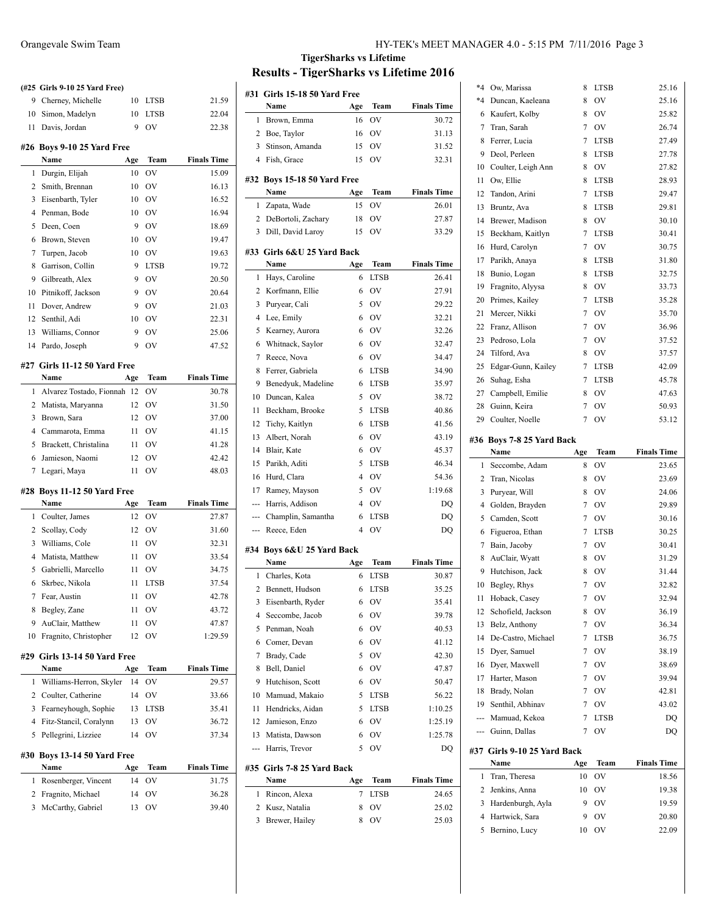## TigerSharks vs Lifetime

## Results - TigerSharks vs Lifetime 2016

**(#25 Girls 9-10 25 Yard Free)**

| | Name | Age | Team | Finals Time |
|---|---|---|---|---|
| 9 | Cherney, Michelle | 10 | LTSB | 21.59 |
| 10 | Simon, Madelyn | 10 | LTSB | 22.04 |
| 11 | Davis, Jordan | 9 | OV | 22.38 |

### #26 Boys 9-10 25 Yard Free

| | Name | Age | Team | Finals Time |
|---|---|---|---|---|
| 1 | Durgin, Elijah | 10 | OV | 15.09 |
| 2 | Smith, Brennan | 10 | OV | 16.13 |
| 3 | Eisenbarth, Tyler | 10 | OV | 16.52 |
| 4 | Penman, Bode | 10 | OV | 16.94 |
| 5 | Deen, Coen | 9 | OV | 18.69 |
| 6 | Brown, Steven | 10 | OV | 19.47 |
| 7 | Turpen, Jacob | 10 | OV | 19.63 |
| 8 | Garrison, Collin | 9 | LTSB | 19.72 |
| 9 | Gilbreath, Alex | 9 | OV | 20.50 |
| 10 | Pitnikoff, Jackson | 9 | OV | 20.64 |
| 11 | Dover, Andrew | 9 | OV | 21.03 |
| 12 | Senthil, Adi | 10 | OV | 22.31 |
| 13 | Williams, Connor | 9 | OV | 25.06 |
| 14 | Pardo, Joseph | 9 | OV | 47.52 |

### #27 Girls 11-12 50 Yard Free

| | Name | Age | Team | Finals Time |
|---|---|---|---|---|
| 1 | Alvarez Tostado, Fionnah | 12 | OV | 30.78 |
| 2 | Matista, Maryanna | 12 | OV | 31.50 |
| 3 | Brown, Sara | 12 | OV | 37.00 |
| 4 | Cammarota, Emma | 11 | OV | 41.15 |
| 5 | Brackett, Christalina | 11 | OV | 41.28 |
| 6 | Jamieson, Naomi | 12 | OV | 42.42 |
| 7 | Legari, Maya | 11 | OV | 48.03 |

### #28 Boys 11-12 50 Yard Free

| | Name | Age | Team | Finals Time |
|---|---|---|---|---|
| 1 | Coulter, James | 12 | OV | 27.87 |
| 2 | Scollay, Cody | 12 | OV | 31.60 |
| 3 | Williams, Cole | 11 | OV | 32.31 |
| 4 | Matista, Matthew | 11 | OV | 33.54 |
| 5 | Gabrielli, Marcello | 11 | OV | 34.75 |
| 6 | Skrbec, Nikola | 11 | LTSB | 37.54 |
| 7 | Fear, Austin | 11 | OV | 42.78 |
| 8 | Begley, Zane | 11 | OV | 43.72 |
| 9 | AuClair, Matthew | 11 | OV | 47.87 |
| 10 | Fragnito, Christopher | 12 | OV | 1:29.59 |

### #29 Girls 13-14 50 Yard Free

| | Name | Age | Team | Finals Time |
|---|---|---|---|---|
| 1 | Williams-Herron, Skyler | 14 | OV | 29.57 |
| 2 | Coulter, Catherine | 14 | OV | 33.66 |
| 3 | Fearneyhough, Sophie | 13 | LTSB | 35.41 |
| 4 | Fitz-Stancil, Coralynn | 13 | OV | 36.72 |
| 5 | Pellegrini, Lizziee | 14 | OV | 37.34 |

### #30 Boys 13-14 50 Yard Free

| | Name | Age | Team | Finals Time |
|---|---|---|---|---|
| 1 | Rosenberger, Vincent | 14 | OV | 31.75 |
| 2 | Fragnito, Michael | 14 | OV | 36.28 |
| 3 | McCarthy, Gabriel | 13 | OV | 39.40 |

### #31 Girls 15-18 50 Yard Free

| | Name | Age | Team | Finals Time |
|---|---|---|---|---|
| 1 | Brown, Emma | 16 | OV | 30.72 |
| 2 | Boe, Taylor | 16 | OV | 31.13 |
| 3 | Stinson, Amanda | 15 | OV | 31.52 |
| 4 | Fish, Grace | 15 | OV | 32.31 |

### #32 Boys 15-18 50 Yard Free

| | Name | Age | Team | Finals Time |
|---|---|---|---|---|
| 1 | Zapata, Wade | 15 | OV | 26.01 |
| 2 | DeBortoli, Zachary | 18 | OV | 27.87 |
| 3 | Dill, David Laroy | 15 | OV | 33.29 |

### #33 Girls 6&U 25 Yard Back

| | Name | Age | Team | Finals Time |
|---|---|---|---|---|
| 1 | Hays, Caroline | 6 | LTSB | 26.41 |
| 2 | Korfmann, Ellie | 6 | OV | 27.91 |
| 3 | Puryear, Cali | 5 | OV | 29.22 |
| 4 | Lee, Emily | 6 | OV | 32.21 |
| 5 | Kearney, Aurora | 6 | OV | 32.26 |
| 6 | Whitnack, Saylor | 6 | OV | 32.47 |
| 7 | Reece, Nova | 6 | OV | 34.47 |
| 8 | Ferrer, Gabriela | 6 | LTSB | 34.90 |
| 9 | Benedyuk, Madeline | 6 | LTSB | 35.97 |
| 10 | Duncan, Kalea | 5 | OV | 38.72 |
| 11 | Beckham, Brooke | 5 | LTSB | 40.86 |
| 12 | Tichy, Kaitlyn | 6 | LTSB | 41.56 |
| 13 | Albert, Norah | 6 | OV | 43.19 |
| 14 | Blair, Kate | 6 | OV | 45.37 |
| 15 | Parikh, Aditi | 5 | LTSB | 46.34 |
| 16 | Hurd, Clara | 4 | OV | 54.36 |
| 17 | Ramey, Mayson | 5 | OV | 1:19.68 |
| --- | Harris, Addison | 4 | OV | DQ |
| --- | Champlin, Samantha | 6 | LTSB | DQ |
| --- | Reece, Eden | 4 | OV | DQ |

### #34 Boys 6&U 25 Yard Back

| | Name | Age | Team | Finals Time |
|---|---|---|---|---|
| 1 | Charles, Kota | 6 | LTSB | 30.87 |
| 2 | Bennett, Hudson | 6 | LTSB | 35.25 |
| 3 | Eisenbarth, Ryder | 6 | OV | 35.41 |
| 4 | Seccombe, Jacob | 6 | OV | 39.78 |
| 5 | Penman, Noah | 6 | OV | 40.53 |
| 6 | Comer, Devan | 6 | OV | 41.12 |
| 7 | Brady, Cade | 5 | OV | 42.30 |
| 8 | Bell, Daniel | 6 | OV | 47.87 |
| 9 | Hutchison, Scott | 6 | OV | 50.47 |
| 10 | Mamuad, Makaio | 5 | LTSB | 56.22 |
| 11 | Hendricks, Aidan | 5 | LTSB | 1:10.25 |
| 12 | Jamieson, Enzo | 6 | OV | 1:25.19 |
| 13 | Matista, Dawson | 6 | OV | 1:25.78 |
| --- | Harris, Trevor | 5 | OV | DQ |

### #35 Girls 7-8 25 Yard Back

| | Name | Age | Team | Finals Time |
|---|---|---|---|---|
| 1 | Rincon, Alexa | 7 | LTSB | 24.65 |
| 2 | Kusz, Natalia | 8 | OV | 25.02 |
| 3 | Brewer, Hailey | 8 | OV | 25.03 |
| *4 | Ow, Marissa | 8 | LTSB | 25.16 |
| *4 | Duncan, Kaeleana | 8 | OV | 25.16 |
| 6 | Kaufert, Kolby | 8 | OV | 25.82 |
| 7 | Tran, Sarah | 7 | OV | 26.74 |
| 8 | Ferrer, Lucia | 7 | LTSB | 27.49 |
| 9 | Deol, Perleen | 8 | LTSB | 27.78 |
| 10 | Coulter, Leigh Ann | 8 | OV | 27.82 |
| 11 | Ow, Ellie | 8 | LTSB | 28.93 |
| 12 | Tandon, Arini | 7 | LTSB | 29.47 |
| 13 | Bruntz, Ava | 8 | LTSB | 29.81 |
| 14 | Brewer, Madison | 8 | OV | 30.10 |
| 15 | Beckham, Kaitlyn | 7 | LTSB | 30.41 |
| 16 | Hurd, Carolyn | 7 | OV | 30.75 |
| 17 | Parikh, Anaya | 8 | LTSB | 31.80 |
| 18 | Bunio, Logan | 8 | LTSB | 32.75 |
| 19 | Fragnito, Alyysa | 8 | OV | 33.73 |
| 20 | Primes, Kailey | 7 | LTSB | 35.28 |
| 21 | Mercer, Nikki | 7 | OV | 35.70 |
| 22 | Franz, Allison | 7 | OV | 36.96 |
| 23 | Pedroso, Lola | 7 | OV | 37.52 |
| 24 | Tilford, Ava | 8 | OV | 37.57 |
| 25 | Edgar-Gunn, Kailey | 7 | LTSB | 42.09 |
| 26 | Suhag, Esha | 7 | LTSB | 45.78 |
| 27 | Campbell, Emilie | 8 | OV | 47.63 |
| 28 | Guinn, Keira | 7 | OV | 50.93 |
| 29 | Coulter, Noelle | 7 | OV | 53.12 |

### #36 Boys 7-8 25 Yard Back

| | Name | Age | Team | Finals Time |
|---|---|---|---|---|
| 1 | Seccombe, Adam | 8 | OV | 23.65 |
| 2 | Tran, Nicolas | 8 | OV | 23.69 |
| 3 | Puryear, Will | 8 | OV | 24.06 |
| 4 | Golden, Brayden | 7 | OV | 29.89 |
| 5 | Camden, Scott | 7 | OV | 30.16 |
| 6 | Figueroa, Ethan | 7 | LTSB | 30.25 |
| 7 | Bain, Jacoby | 7 | OV | 30.41 |
| 8 | AuClair, Wyatt | 8 | OV | 31.29 |
| 9 | Hutchison, Jack | 8 | OV | 31.44 |
| 10 | Begley, Rhys | 7 | OV | 32.82 |
| 11 | Hoback, Casey | 7 | OV | 32.94 |
| 12 | Schofield, Jackson | 8 | OV | 36.19 |
| 13 | Belz, Anthony | 7 | OV | 36.34 |
| 14 | De-Castro, Michael | 7 | LTSB | 36.75 |
| 15 | Dyer, Samuel | 7 | OV | 38.19 |
| 16 | Dyer, Maxwell | 7 | OV | 38.69 |
| 17 | Harter, Mason | 7 | OV | 39.94 |
| 18 | Brady, Nolan | 7 | OV | 42.81 |
| 19 | Senthil, Abhinav | 7 | OV | 43.02 |
| --- | Mamuad, Kekoa | 7 | LTSB | DQ |
| --- | Guinn, Dallas | 7 | OV | DQ |

### #37 Girls 9-10 25 Yard Back

| | Name | Age | Team | Finals Time |
|---|---|---|---|---|
| 1 | Tran, Theresa | 10 | OV | 18.56 |
| 2 | Jenkins, Anna | 10 | OV | 19.38 |
| 3 | Hardenburgh, Ayla | 9 | OV | 19.59 |
| 4 | Hartwick, Sara | 9 | OV | 20.80 |
| 5 | Bernino, Lucy | 10 | OV | 22.09 |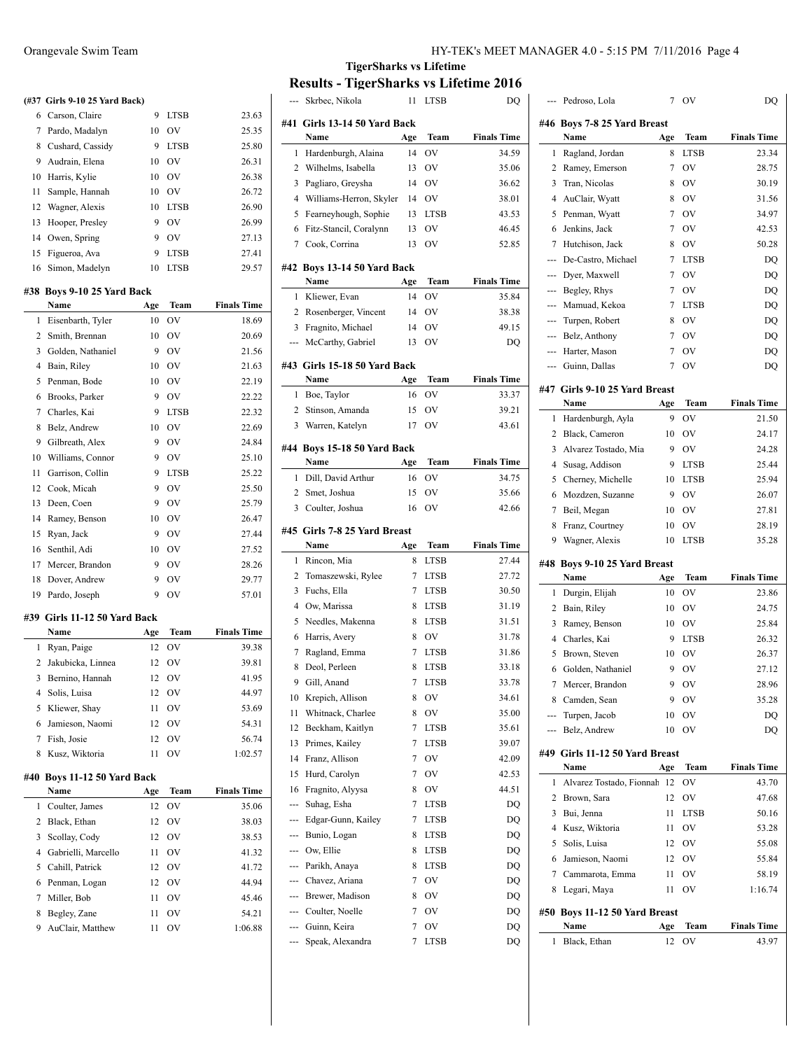## TigerSharks vs Lifetime

## Results - TigerSharks vs Lifetime 2016

**(#37 Girls 9-10 25 Yard Back)**

| | Name | Age | Team | Finals Time |
|---|---|---|---|---|
| 6 | Carson, Claire | 9 | LTSB | 23.63 |
| 7 | Pardo, Madalyn | 10 | OV | 25.35 |
| 8 | Cushard, Cassidy | 9 | LTSB | 25.80 |
| 9 | Audrain, Elena | 10 | OV | 26.31 |
| 10 | Harris, Kylie | 10 | OV | 26.38 |
| 11 | Sample, Hannah | 10 | OV | 26.72 |
| 12 | Wagner, Alexis | 10 | LTSB | 26.90 |
| 13 | Hooper, Presley | 9 | OV | 26.99 |
| 14 | Owen, Spring | 9 | OV | 27.13 |
| 15 | Figueroa, Ava | 9 | LTSB | 27.41 |
| 16 | Simon, Madelyn | 10 | LTSB | 29.57 |

### #38 Boys 9-10 25 Yard Back

| | Name | Age | Team | Finals Time |
|---|---|---|---|---|
| 1 | Eisenbarth, Tyler | 10 | OV | 18.69 |
| 2 | Smith, Brennan | 10 | OV | 20.69 |
| 3 | Golden, Nathaniel | 9 | OV | 21.56 |
| 4 | Bain, Riley | 10 | OV | 21.63 |
| 5 | Penman, Bode | 10 | OV | 22.19 |
| 6 | Brooks, Parker | 9 | OV | 22.22 |
| 7 | Charles, Kai | 9 | LTSB | 22.32 |
| 8 | Belz, Andrew | 10 | OV | 22.69 |
| 9 | Gilbreath, Alex | 9 | OV | 24.84 |
| 10 | Williams, Connor | 9 | OV | 25.10 |
| 11 | Garrison, Collin | 9 | LTSB | 25.22 |
| 12 | Cook, Micah | 9 | OV | 25.50 |
| 13 | Deen, Coen | 9 | OV | 25.79 |
| 14 | Ramey, Benson | 10 | OV | 26.47 |
| 15 | Ryan, Jack | 9 | OV | 27.44 |
| 16 | Senthil, Adi | 10 | OV | 27.52 |
| 17 | Mercer, Brandon | 9 | OV | 28.26 |
| 18 | Dover, Andrew | 9 | OV | 29.77 |
| 19 | Pardo, Joseph | 9 | OV | 57.01 |

### #39 Girls 11-12 50 Yard Back

| | Name | Age | Team | Finals Time |
|---|---|---|---|---|
| 1 | Ryan, Paige | 12 | OV | 39.38 |
| 2 | Jakubicka, Linnea | 12 | OV | 39.81 |
| 3 | Bernino, Hannah | 12 | OV | 41.95 |
| 4 | Solis, Luisa | 12 | OV | 44.97 |
| 5 | Kliewer, Shay | 11 | OV | 53.69 |
| 6 | Jamieson, Naomi | 12 | OV | 54.31 |
| 7 | Fish, Josie | 12 | OV | 56.74 |
| 8 | Kusz, Wiktoria | 11 | OV | 1:02.57 |

### #40 Boys 11-12 50 Yard Back

| | Name | Age | Team | Finals Time |
|---|---|---|---|---|
| 1 | Coulter, James | 12 | OV | 35.06 |
| 2 | Black, Ethan | 12 | OV | 38.03 |
| 3 | Scollay, Cody | 12 | OV | 38.53 |
| 4 | Gabrielli, Marcello | 11 | OV | 41.32 |
| 5 | Cahill, Patrick | 12 | OV | 41.72 |
| 6 | Penman, Logan | 12 | OV | 44.94 |
| 7 | Miller, Bob | 11 | OV | 45.46 |
| 8 | Begley, Zane | 11 | OV | 54.21 |
| 9 | AuClair, Matthew | 11 | OV | 1:06.88 |
| --- | Skrbec, Nikola | 11 | LTSB | DQ |

### #41 Girls 13-14 50 Yard Back

| | Name | Age | Team | Finals Time |
|---|---|---|---|---|
| 1 | Hardenburgh, Alaina | 14 | OV | 34.59 |
| 2 | Wilhelms, Isabella | 13 | OV | 35.06 |
| 3 | Pagliaro, Greysha | 14 | OV | 36.62 |
| 4 | Williams-Herron, Skyler | 14 | OV | 38.01 |
| 5 | Fearneyhough, Sophie | 13 | LTSB | 43.53 |
| 6 | Fitz-Stancil, Coralynn | 13 | OV | 46.45 |
| 7 | Cook, Corrina | 13 | OV | 52.85 |

### #42 Boys 13-14 50 Yard Back

| | Name | Age | Team | Finals Time |
|---|---|---|---|---|
| 1 | Kliewer, Evan | 14 | OV | 35.84 |
| 2 | Rosenberger, Vincent | 14 | OV | 38.38 |
| 3 | Fragnito, Michael | 14 | OV | 49.15 |
| --- | McCarthy, Gabriel | 13 | OV | DQ |

### #43 Girls 15-18 50 Yard Back

| | Name | Age | Team | Finals Time |
|---|---|---|---|---|
| 1 | Boe, Taylor | 16 | OV | 33.37 |
| 2 | Stinson, Amanda | 15 | OV | 39.21 |
| 3 | Warren, Katelyn | 17 | OV | 43.61 |

### #44 Boys 15-18 50 Yard Back

| | Name | Age | Team | Finals Time |
|---|---|---|---|---|
| 1 | Dill, David Arthur | 16 | OV | 34.75 |
| 2 | Smet, Joshua | 15 | OV | 35.66 |
| 3 | Coulter, Joshua | 16 | OV | 42.66 |

### #45 Girls 7-8 25 Yard Breast

| | Name | Age | Team | Finals Time |
|---|---|---|---|---|
| 1 | Rincon, Mia | 8 | LTSB | 27.44 |
| 2 | Tomaszewski, Rylee | 7 | LTSB | 27.72 |
| 3 | Fuchs, Ella | 7 | LTSB | 30.50 |
| 4 | Ow, Marissa | 8 | LTSB | 31.19 |
| 5 | Needles, Makenna | 8 | LTSB | 31.51 |
| 6 | Harris, Avery | 8 | OV | 31.78 |
| 7 | Ragland, Emma | 7 | LTSB | 31.86 |
| 8 | Deol, Perleen | 8 | LTSB | 33.18 |
| 9 | Gill, Anand | 7 | LTSB | 33.78 |
| 10 | Krepich, Allison | 8 | OV | 34.61 |
| 11 | Whitnack, Charlee | 8 | OV | 35.00 |
| 12 | Beckham, Kaitlyn | 7 | LTSB | 35.61 |
| 13 | Primes, Kailey | 7 | LTSB | 39.07 |
| 14 | Franz, Allison | 7 | OV | 42.09 |
| 15 | Hurd, Carolyn | 7 | OV | 42.53 |
| 16 | Fragnito, Alyysa | 8 | OV | 44.51 |
| --- | Suhag, Esha | 7 | LTSB | DQ |
| --- | Edgar-Gunn, Kailey | 7 | LTSB | DQ |
| --- | Bunio, Logan | 8 | LTSB | DQ |
| --- | Ow, Ellie | 8 | LTSB | DQ |
| --- | Parikh, Anaya | 8 | LTSB | DQ |
| --- | Chavez, Ariana | 7 | OV | DQ |
| --- | Brewer, Madison | 8 | OV | DQ |
| --- | Coulter, Noelle | 7 | OV | DQ |
| --- | Guinn, Keira | 7 | OV | DQ |
| --- | Speak, Alexandra | 7 | LTSB | DQ |
| --- | Pedroso, Lola | 7 | OV | DQ |

### #46 Boys 7-8 25 Yard Breast

| | Name | Age | Team | Finals Time |
|---|---|---|---|---|
| 1 | Ragland, Jordan | 8 | LTSB | 23.34 |
| 2 | Ramey, Emerson | 7 | OV | 28.75 |
| 3 | Tran, Nicolas | 8 | OV | 30.19 |
| 4 | AuClair, Wyatt | 8 | OV | 31.56 |
| 5 | Penman, Wyatt | 7 | OV | 34.97 |
| 6 | Jenkins, Jack | 7 | OV | 42.53 |
| 7 | Hutchison, Jack | 8 | OV | 50.28 |
| --- | De-Castro, Michael | 7 | LTSB | DQ |
| --- | Dyer, Maxwell | 7 | OV | DQ |
| --- | Begley, Rhys | 7 | OV | DQ |
| --- | Mamuad, Kekoa | 7 | LTSB | DQ |
| --- | Turpen, Robert | 8 | OV | DQ |
| --- | Belz, Anthony | 7 | OV | DQ |
| --- | Harter, Mason | 7 | OV | DQ |
| --- | Guinn, Dallas | 7 | OV | DQ |

### #47 Girls 9-10 25 Yard Breast

| | Name | Age | Team | Finals Time |
|---|---|---|---|---|
| 1 | Hardenburgh, Ayla | 9 | OV | 21.50 |
| 2 | Black, Cameron | 10 | OV | 24.17 |
| 3 | Alvarez Tostado, Mia | 9 | OV | 24.28 |
| 4 | Susag, Addison | 9 | LTSB | 25.44 |
| 5 | Cherney, Michelle | 10 | LTSB | 25.94 |
| 6 | Mozdzen, Suzanne | 9 | OV | 26.07 |
| 7 | Beil, Megan | 10 | OV | 27.81 |
| 8 | Franz, Courtney | 10 | OV | 28.19 |
| 9 | Wagner, Alexis | 10 | LTSB | 35.28 |

### #48 Boys 9-10 25 Yard Breast

| | Name | Age | Team | Finals Time |
|---|---|---|---|---|
| 1 | Durgin, Elijah | 10 | OV | 23.86 |
| 2 | Bain, Riley | 10 | OV | 24.75 |
| 3 | Ramey, Benson | 10 | OV | 25.84 |
| 4 | Charles, Kai | 9 | LTSB | 26.32 |
| 5 | Brown, Steven | 10 | OV | 26.37 |
| 6 | Golden, Nathaniel | 9 | OV | 27.12 |
| 7 | Mercer, Brandon | 9 | OV | 28.96 |
| 8 | Camden, Sean | 9 | OV | 35.28 |
| --- | Turpen, Jacob | 10 | OV | DQ |
| --- | Belz, Andrew | 10 | OV | DQ |

### #49 Girls 11-12 50 Yard Breast

| | Name | Age | Team | Finals Time |
|---|---|---|---|---|
| 1 | Alvarez Tostado, Fionnah | 12 | OV | 43.70 |
| 2 | Brown, Sara | 12 | OV | 47.68 |
| 3 | Bui, Jenna | 11 | LTSB | 50.16 |
| 4 | Kusz, Wiktoria | 11 | OV | 53.28 |
| 5 | Solis, Luisa | 12 | OV | 55.08 |
| 6 | Jamieson, Naomi | 12 | OV | 55.84 |
| 7 | Cammarota, Emma | 11 | OV | 58.19 |
| 8 | Legari, Maya | 11 | OV | 1:16.74 |

### #50 Boys 11-12 50 Yard Breast

| | Name | Age | Team | Finals Time |
|---|---|---|---|---|
| 1 | Black, Ethan | 12 | OV | 43.97 |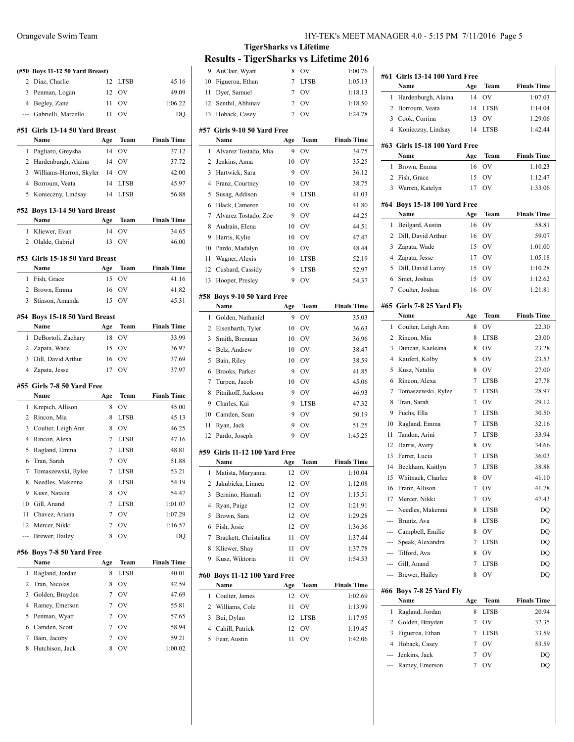## TigerSharks vs Lifetime

## Results - TigerSharks vs Lifetime 2016

### (#50 Boys 11-12 50 Yard Breast)

| | Name | Age | Team | Finals Time |
|---|---|---|---|---|
| 2 | Diaz, Charlie | 12 | LTSB | 45.16 |
| 3 | Penman, Logan | 12 | OV | 49.09 |
| 4 | Begley, Zane | 11 | OV | 1:06.22 |
| --- | Gabrielli, Marcello | 11 | OV | DQ |

### #51 Girls 13-14 50 Yard Breast

| | Name | Age | Team | Finals Time |
|---|---|---|---|---|
| 1 | Pagliaro, Greysha | 14 | OV | 37.12 |
| 2 | Hardenburgh, Alaina | 14 | OV | 37.72 |
| 3 | Williams-Herron, Skyler | 14 | OV | 42.00 |
| 4 | Borroum, Veata | 14 | LTSB | 45.97 |
| 5 | Konieczny, Lindsay | 14 | LTSB | 56.88 |

### #52 Boys 13-14 50 Yard Breast

| | Name | Age | Team | Finals Time |
|---|---|---|---|---|
| 1 | Kliewer, Evan | 14 | OV | 34.65 |
| 2 | Olalde, Gabriel | 13 | OV | 46.00 |

### #53 Girls 15-18 50 Yard Breast

| | Name | Age | Team | Finals Time |
|---|---|---|---|---|
| 1 | Fish, Grace | 15 | OV | 41.16 |
| 2 | Brown, Emma | 16 | OV | 41.82 |
| 3 | Stinson, Amanda | 15 | OV | 45.31 |

### #54 Boys 15-18 50 Yard Breast

| | Name | Age | Team | Finals Time |
|---|---|---|---|---|
| 1 | DeBortoli, Zachary | 18 | OV | 33.99 |
| 2 | Zapata, Wade | 15 | OV | 36.97 |
| 3 | Dill, David Arthur | 16 | OV | 37.69 |
| 4 | Zapata, Jesse | 17 | OV | 37.97 |

### #55 Girls 7-8 50 Yard Free

| | Name | Age | Team | Finals Time |
|---|---|---|---|---|
| 1 | Krepich, Allison | 8 | OV | 45.00 |
| 2 | Rincon, Mia | 8 | LTSB | 45.13 |
| 3 | Coulter, Leigh Ann | 8 | OV | 46.25 |
| 4 | Rincon, Alexa | 7 | LTSB | 47.16 |
| 5 | Ragland, Emma | 7 | LTSB | 48.81 |
| 6 | Tran, Sarah | 7 | OV | 51.88 |
| 7 | Tomaszewski, Rylee | 7 | LTSB | 53.21 |
| 8 | Needles, Makenna | 8 | LTSB | 54.19 |
| 9 | Kusz, Natalia | 8 | OV | 54.47 |
| 10 | Gill, Anand | 7 | LTSB | 1:01.07 |
| 11 | Chavez, Ariana | 7 | OV | 1:07.29 |
| 12 | Mercer, Nikki | 7 | OV | 1:16.57 |
| --- | Brewer, Hailey | 8 | OV | DQ |

### #56 Boys 7-8 50 Yard Free

| | Name | Age | Team | Finals Time |
|---|---|---|---|---|
| 1 | Ragland, Jordan | 8 | LTSB | 40.01 |
| 2 | Tran, Nicolas | 8 | OV | 42.59 |
| 3 | Golden, Brayden | 7 | OV | 47.69 |
| 4 | Ramey, Emerson | 7 | OV | 55.81 |
| 5 | Penman, Wyatt | 7 | OV | 57.65 |
| 6 | Camden, Scott | 7 | OV | 58.94 |
| 7 | Bain, Jacoby | 7 | OV | 59.21 |
| 8 | Hutchison, Jack | 8 | OV | 1:00.02 |
| 9 | AuClair, Wyatt | 8 | OV | 1:00.76 |
| 10 | Figueroa, Ethan | 7 | LTSB | 1:05.13 |
| 11 | Dyer, Samuel | 7 | OV | 1:18.13 |
| 12 | Senthil, Abhinav | 7 | OV | 1:18.50 |
| 13 | Hoback, Casey | 7 | OV | 1:24.78 |

### #57 Girls 9-10 50 Yard Free

| | Name | Age | Team | Finals Time |
|---|---|---|---|---|
| 1 | Alvarez Tostado, Mia | 9 | OV | 34.75 |
| 2 | Jenkins, Anna | 10 | OV | 35.25 |
| 3 | Hartwick, Sara | 9 | OV | 36.12 |
| 4 | Franz, Courtney | 10 | OV | 38.75 |
| 5 | Susag, Addison | 9 | LTSB | 41.03 |
| 6 | Black, Cameron | 10 | OV | 41.80 |
| 7 | Alvarez Tostado, Zoe | 9 | OV | 44.25 |
| 8 | Audrain, Elena | 10 | OV | 44.51 |
| 9 | Harris, Kylie | 10 | OV | 47.47 |
| 10 | Pardo, Madalyn | 10 | OV | 48.44 |
| 11 | Wagner, Alexis | 10 | LTSB | 52.19 |
| 12 | Cushard, Cassidy | 9 | LTSB | 52.97 |
| 13 | Hooper, Presley | 9 | OV | 54.37 |

### #58 Boys 9-10 50 Yard Free

| | Name | Age | Team | Finals Time |
|---|---|---|---|---|
| 1 | Golden, Nathaniel | 9 | OV | 35.03 |
| 2 | Eisenbarth, Tyler | 10 | OV | 36.63 |
| 3 | Smith, Brennan | 10 | OV | 36.96 |
| 4 | Belz, Andrew | 10 | OV | 38.47 |
| 5 | Bain, Riley | 10 | OV | 38.59 |
| 6 | Brooks, Parker | 9 | OV | 41.85 |
| 7 | Turpen, Jacob | 10 | OV | 45.06 |
| 8 | Pitnikoff, Jackson | 9 | OV | 46.93 |
| 9 | Charles, Kai | 9 | LTSB | 47.32 |
| 10 | Camden, Sean | 9 | OV | 50.19 |
| 11 | Ryan, Jack | 9 | OV | 51.25 |
| 12 | Pardo, Joseph | 9 | OV | 1:45.25 |

### #59 Girls 11-12 100 Yard Free

| | Name | Age | Team | Finals Time |
|---|---|---|---|---|
| 1 | Matista, Maryanna | 12 | OV | 1:10.04 |
| 2 | Jakubicka, Linnea | 12 | OV | 1:12.08 |
| 3 | Bernino, Hannah | 12 | OV | 1:15.51 |
| 4 | Ryan, Paige | 12 | OV | 1:21.91 |
| 5 | Brown, Sara | 12 | OV | 1:29.28 |
| 6 | Fish, Josie | 12 | OV | 1:36.36 |
| 7 | Brackett, Christalina | 11 | OV | 1:37.44 |
| 8 | Kliewer, Shay | 11 | OV | 1:37.78 |
| 9 | Kusz, Wiktoria | 11 | OV | 1:54.53 |

### #60 Boys 11-12 100 Yard Free

| | Name | Age | Team | Finals Time |
|---|---|---|---|---|
| 1 | Coulter, James | 12 | OV | 1:02.69 |
| 2 | Williams, Cole | 11 | OV | 1:13.99 |
| 3 | Bui, Dylan | 12 | LTSB | 1:17.95 |
| 4 | Cahill, Patrick | 12 | OV | 1:19.45 |
| 5 | Fear, Austin | 11 | OV | 1:42.06 |

### #61 Girls 13-14 100 Yard Free

| | Name | Age | Team | Finals Time |
|---|---|---|---|---|
| 1 | Hardenburgh, Alaina | 14 | OV | 1:07.03 |
| 2 | Borroum, Veata | 14 | LTSB | 1:14.04 |
| 3 | Cook, Corrina | 13 | OV | 1:29.06 |
| 4 | Konieczny, Lindsay | 14 | LTSB | 1:42.44 |

### #63 Girls 15-18 100 Yard Free

| | Name | Age | Team | Finals Time |
|---|---|---|---|---|
| 1 | Brown, Emma | 16 | OV | 1:10.23 |
| 2 | Fish, Grace | 15 | OV | 1:12.47 |
| 3 | Warren, Katelyn | 17 | OV | 1:33.06 |

### #64 Boys 15-18 100 Yard Free

| | Name | Age | Team | Finals Time |
|---|---|---|---|---|
| 1 | Beilgard, Austin | 16 | OV | 58.81 |
| 2 | Dill, David Arthur | 16 | OV | 59.07 |
| 3 | Zapata, Wade | 15 | OV | 1:01.00 |
| 4 | Zapata, Jesse | 17 | OV | 1:05.18 |
| 5 | Dill, David Laroy | 15 | OV | 1:10.28 |
| 6 | Smet, Joshua | 15 | OV | 1:12.62 |
| 7 | Coulter, Joshua | 16 | OV | 1:21.81 |

### #65 Girls 7-8 25 Yard Fly

| | Name | Age | Team | Finals Time |
|---|---|---|---|---|
| 1 | Coulter, Leigh Ann | 8 | OV | 22.30 |
| 2 | Rincon, Mia | 8 | LTSB | 23.00 |
| 3 | Duncan, Kaeleana | 8 | OV | 23.28 |
| 4 | Kaufert, Kolby | 8 | OV | 23.53 |
| 5 | Kusz, Natalia | 8 | OV | 27.00 |
| 6 | Rincon, Alexa | 7 | LTSB | 27.78 |
| 7 | Tomaszewski, Rylee | 7 | LTSB | 28.97 |
| 8 | Tran, Sarah | 7 | OV | 29.12 |
| 9 | Fuchs, Ella | 7 | LTSB | 30.50 |
| 10 | Ragland, Emma | 7 | LTSB | 32.16 |
| 11 | Tandon, Arini | 7 | LTSB | 33.94 |
| 12 | Harris, Avery | 8 | OV | 34.66 |
| 13 | Ferrer, Lucia | 7 | LTSB | 36.03 |
| 14 | Beckham, Kaitlyn | 7 | LTSB | 38.88 |
| 15 | Whitnack, Charlee | 8 | OV | 41.10 |
| 16 | Franz, Allison | 7 | OV | 41.78 |
| 17 | Mercer, Nikki | 7 | OV | 47.43 |
| --- | Needles, Makenna | 8 | LTSB | DQ |
| --- | Bruntz, Ava | 8 | LTSB | DQ |
| --- | Campbell, Emilie | 8 | OV | DQ |
| --- | Speak, Alexandra | 7 | LTSB | DQ |
| --- | Tilford, Ava | 8 | OV | DQ |
| --- | Gill, Anand | 7 | LTSB | DQ |
| --- | Brewer, Hailey | 8 | OV | DQ |

### #66 Boys 7-8 25 Yard Fly

| | Name | Age | Team | Finals Time |
|---|---|---|---|---|
| 1 | Ragland, Jordan | 8 | LTSB | 20.94 |
| 2 | Golden, Brayden | 7 | OV | 32.35 |
| 3 | Figueroa, Ethan | 7 | LTSB | 33.59 |
| 4 | Hoback, Casey | 7 | OV | 53.59 |
| --- | Jenkins, Jack | 7 | OV | DQ |
| --- | Ramey, Emerson | 7 | OV | DQ |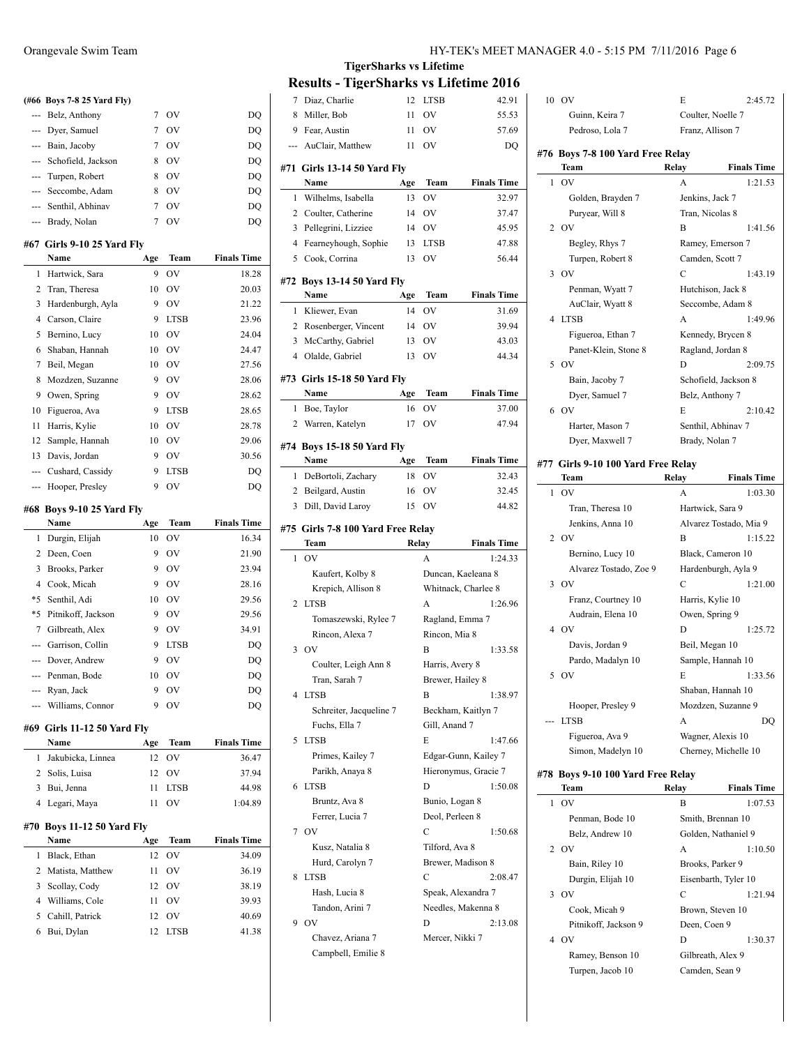## TigerSharks vs Lifetime

# Results - TigerSharks vs Lifetime 2016

### (#66 Boys 7-8 25 Yard Fly)

| | Name | Age | Team | Finals Time |
|---|---|---|---|---|
| --- | Belz, Anthony | 7 | OV | DQ |
| --- | Dyer, Samuel | 7 | OV | DQ |
| --- | Bain, Jacoby | 7 | OV | DQ |
| --- | Schofield, Jackson | 8 | OV | DQ |
| --- | Turpen, Robert | 8 | OV | DQ |
| --- | Seccombe, Adam | 8 | OV | DQ |
| --- | Senthil, Abhinav | 7 | OV | DQ |
| --- | Brady, Nolan | 7 | OV | DQ |

### #67 Girls 9-10 25 Yard Fly

| | Name | Age | Team | Finals Time |
|---|---|---|---|---|
| 1 | Hartwick, Sara | 9 | OV | 18.28 |
| 2 | Tran, Theresa | 10 | OV | 20.03 |
| 3 | Hardenburgh, Ayla | 9 | OV | 21.22 |
| 4 | Carson, Claire | 9 | LTSB | 23.96 |
| 5 | Bernino, Lucy | 10 | OV | 24.04 |
| 6 | Shaban, Hannah | 10 | OV | 24.47 |
| 7 | Beil, Megan | 10 | OV | 27.56 |
| 8 | Mozdzen, Suzanne | 9 | OV | 28.06 |
| 9 | Owen, Spring | 9 | OV | 28.62 |
| 10 | Figueroa, Ava | 9 | LTSB | 28.65 |
| 11 | Harris, Kylie | 10 | OV | 28.78 |
| 12 | Sample, Hannah | 10 | OV | 29.06 |
| 13 | Davis, Jordan | 9 | OV | 30.56 |
| --- | Cushard, Cassidy | 9 | LTSB | DQ |
| --- | Hooper, Presley | 9 | OV | DQ |

### #68 Boys 9-10 25 Yard Fly

| | Name | Age | Team | Finals Time |
|---|---|---|---|---|
| 1 | Durgin, Elijah | 10 | OV | 16.34 |
| 2 | Deen, Coen | 9 | OV | 21.90 |
| 3 | Brooks, Parker | 9 | OV | 23.94 |
| 4 | Cook, Micah | 9 | OV | 28.16 |
| *5 | Senthil, Adi | 10 | OV | 29.56 |
| *5 | Pitnikoff, Jackson | 9 | OV | 29.56 |
| 7 | Gilbreath, Alex | 9 | OV | 34.91 |
| --- | Garrison, Collin | 9 | LTSB | DQ |
| --- | Dover, Andrew | 9 | OV | DQ |
| --- | Penman, Bode | 10 | OV | DQ |
| --- | Ryan, Jack | 9 | OV | DQ |
| --- | Williams, Connor | 9 | OV | DQ |

### #69 Girls 11-12 50 Yard Fly

| | Name | Age | Team | Finals Time |
|---|---|---|---|---|
| 1 | Jakubicka, Linnea | 12 | OV | 36.47 |
| 2 | Solis, Luisa | 12 | OV | 37.94 |
| 3 | Bui, Jenna | 11 | LTSB | 44.98 |
| 4 | Legari, Maya | 11 | OV | 1:04.89 |

### #70 Boys 11-12 50 Yard Fly

| | Name | Age | Team | Finals Time |
|---|---|---|---|---|
| 1 | Black, Ethan | 12 | OV | 34.09 |
| 2 | Matista, Matthew | 11 | OV | 36.19 |
| 3 | Scollay, Cody | 12 | OV | 38.19 |
| 4 | Williams, Cole | 11 | OV | 39.93 |
| 5 | Cahill, Patrick | 12 | OV | 40.69 |
| 6 | Bui, Dylan | 12 | LTSB | 41.38 |
| 7 | Diaz, Charlie | 12 | LTSB | 42.91 |
| 8 | Miller, Bob | 11 | OV | 55.53 |
| 9 | Fear, Austin | 11 | OV | 57.69 |
| --- | AuClair, Matthew | 11 | OV | DQ |

### #71 Girls 13-14 50 Yard Fly

| | Name | Age | Team | Finals Time |
|---|---|---|---|---|
| 1 | Wilhelms, Isabella | 13 | OV | 32.97 |
| 2 | Coulter, Catherine | 14 | OV | 37.47 |
| 3 | Pellegrini, Lizziee | 14 | OV | 45.95 |
| 4 | Fearneyhough, Sophie | 13 | LTSB | 47.88 |
| 5 | Cook, Corrina | 13 | OV | 56.44 |

### #72 Boys 13-14 50 Yard Fly

| | Name | Age | Team | Finals Time |
|---|---|---|---|---|
| 1 | Kliewer, Evan | 14 | OV | 31.69 |
| 2 | Rosenberger, Vincent | 14 | OV | 39.94 |
| 3 | McCarthy, Gabriel | 13 | OV | 43.03 |
| 4 | Olalde, Gabriel | 13 | OV | 44.34 |

### #73 Girls 15-18 50 Yard Fly

| | Name | Age | Team | Finals Time |
|---|---|---|---|---|
| 1 | Boe, Taylor | 16 | OV | 37.00 |
| 2 | Warren, Katelyn | 17 | OV | 47.94 |

### #74 Boys 15-18 50 Yard Fly

| | Name | Age | Team | Finals Time |
|---|---|---|---|---|
| 1 | DeBortoli, Zachary | 18 | OV | 32.43 |
| 2 | Beilgard, Austin | 16 | OV | 32.45 |
| 3 | Dill, David Laroy | 15 | OV | 44.82 |

### #75 Girls 7-8 100 Yard Free Relay

| | Team | Relay | Finals Time |
|---|---|---|---|
| 1 | OV | A | 1:24.33 |
| | Kaufert, Kolby 8 | Duncan, Kaeleana 8 | |
| | Krepich, Allison 8 | Whitnack, Charlee 8 | |
| 2 | LTSB | A | 1:26.96 |
| | Tomaszewski, Rylee 7 | Ragland, Emma 7 | |
| | Rincon, Alexa 7 | Rincon, Mia 8 | |
| 3 | OV | B | 1:33.58 |
| | Coulter, Leigh Ann 8 | Harris, Avery 8 | |
| | Tran, Sarah 7 | Brewer, Hailey 8 | |
| 4 | LTSB | B | 1:38.97 |
| | Schreiter, Jacqueline 7 | Beckham, Kaitlyn 7 | |
| | Fuchs, Ella 7 | Gill, Anand 7 | |
| 5 | LTSB | E | 1:47.66 |
| | Primes, Kailey 7 | Edgar-Gunn, Kailey 7 | |
| | Parikh, Anaya 8 | Hieronymus, Gracie 7 | |
| 6 | LTSB | D | 1:50.08 |
| | Bruntz, Ava 8 | Bunio, Logan 8 | |
| | Ferrer, Lucia 7 | Deol, Perleen 8 | |
| 7 | OV | C | 1:50.68 |
| | Kusz, Natalia 8 | Tilford, Ava 8 | |
| | Hurd, Carolyn 7 | Brewer, Madison 8 | |
| 8 | LTSB | C | 2:08.47 |
| | Hash, Lucia 8 | Speak, Alexandra 7 | |
| | Tandon, Arini 7 | Needles, Makenna 8 | |
| 9 | OV | D | 2:13.08 |
| | Chavez, Ariana 7 | Mercer, Nikki 7 | |
| | Campbell, Emilie 8 | | |
| 10 | OV | E | 2:45.72 |
| | Guinn, Keira 7 | Coulter, Noelle 7 | |
| | Pedroso, Lola 7 | Franz, Allison 7 | |

### #76 Boys 7-8 100 Yard Free Relay

| | Team | Relay | Finals Time |
|---|---|---|---|
| 1 | OV | A | 1:21.53 |
| | Golden, Brayden 7 | Jenkins, Jack 7 | |
| | Puryear, Will 8 | Tran, Nicolas 8 | |
| 2 | OV | B | 1:41.56 |
| | Begley, Rhys 7 | Ramey, Emerson 7 | |
| | Turpen, Robert 8 | Camden, Scott 7 | |
| 3 | OV | C | 1:43.19 |
| | Penman, Wyatt 7 | Hutchison, Jack 8 | |
| | AuClair, Wyatt 8 | Seccombe, Adam 8 | |
| 4 | LTSB | A | 1:49.96 |
| | Figueroa, Ethan 7 | Kennedy, Brycen 8 | |
| | Panet-Klein, Stone 8 | Ragland, Jordan 8 | |
| 5 | OV | D | 2:09.75 |
| | Bain, Jacoby 7 | Schofield, Jackson 8 | |
| | Dyer, Samuel 7 | Belz, Anthony 7 | |
| 6 | OV | E | 2:10.42 |
| | Harter, Mason 7 | Senthil, Abhinav 7 | |
| | Dyer, Maxwell 7 | Brady, Nolan 7 | |

### #77 Girls 9-10 100 Yard Free Relay

| | Team | Relay | Finals Time |
|---|---|---|---|
| 1 | OV | A | 1:03.30 |
| | Tran, Theresa 10 | Hartwick, Sara 9 | |
| | Jenkins, Anna 10 | Alvarez Tostado, Mia 9 | |
| 2 | OV | B | 1:15.22 |
| | Bernino, Lucy 10 | Black, Cameron 10 | |
| | Alvarez Tostado, Zoe 9 | Hardenburgh, Ayla 9 | |
| 3 | OV | C | 1:21.00 |
| | Franz, Courtney 10 | Harris, Kylie 10 | |
| | Audrain, Elena 10 | Owen, Spring 9 | |
| 4 | OV | D | 1:25.72 |
| | Davis, Jordan 9 | Beil, Megan 10 | |
| | Pardo, Madalyn 10 | Sample, Hannah 10 | |
| 5 | OV | E | 1:33.56 |
| | | Shaban, Hannah 10 | |
| | Hooper, Presley 9 | Mozdzen, Suzanne 9 | |
| --- | LTSB | A | DQ |
| | Figueroa, Ava 9 | Wagner, Alexis 10 | |
| | Simon, Madelyn 10 | Cherney, Michelle 10 | |

### #78 Boys 9-10 100 Yard Free Relay

| | Team | Relay | Finals Time |
|---|---|---|---|
| 1 | OV | B | 1:07.53 |
| | Penman, Bode 10 | Smith, Brennan 10 | |
| | Belz, Andrew 10 | Golden, Nathaniel 9 | |
| 2 | OV | A | 1:10.50 |
| | Bain, Riley 10 | Brooks, Parker 9 | |
| | Durgin, Elijah 10 | Eisenbarth, Tyler 10 | |
| 3 | OV | C | 1:21.94 |
| | Cook, Micah 9 | Brown, Steven 10 | |
| | Pitnikoff, Jackson 9 | Deen, Coen 9 | |
| 4 | OV | D | 1:30.37 |
| | Ramey, Benson 10 | Gilbreath, Alex 9 | |
| | Turpen, Jacob 10 | Camden, Sean 9 | |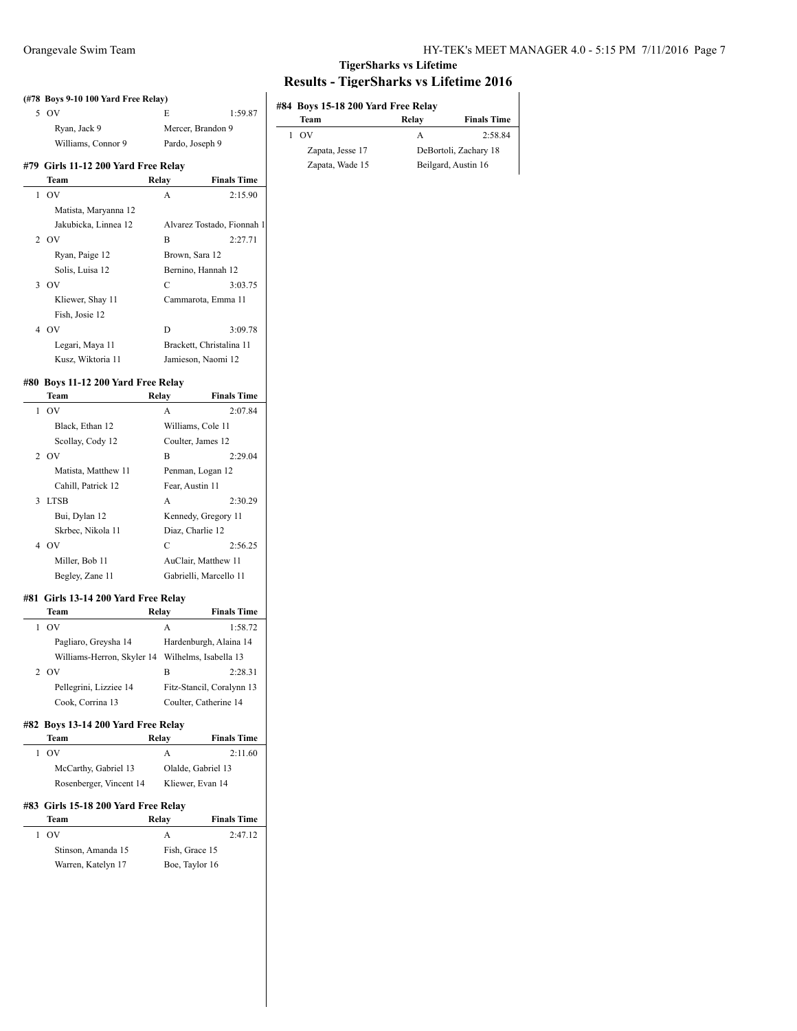## Results - TigerSharks vs Lifetime 2016

**(#78 Boys 9-10 100 Yard Free Relay)**

| | | | |
|---|---|---|---|
| 5 | OV | E | 1:59.87 |
| | Ryan, Jack 9 | Mercer, Brandon 9 | |
| | Williams, Connor 9 | Pardo, Joseph 9 | |

### #79 Girls 11-12 200 Yard Free Relay

| | Team | Relay | Finals Time |
|---|---|---|---|
| 1 | OV | A | 2:15.90 |
| | Matista, Maryanna 12 | | |
| | Jakubicka, Linnea 12 | Alvarez Tostado, Fionnah 1 | |
| 2 | OV | B | 2:27.71 |
| | Ryan, Paige 12 | Brown, Sara 12 | |
| | Solis, Luisa 12 | Bernino, Hannah 12 | |
| 3 | OV | C | 3:03.75 |
| | Kliewer, Shay 11 | Cammarota, Emma 11 | |
| | Fish, Josie 12 | | |
| 4 | OV | D | 3:09.78 |
| | Legari, Maya 11 | Brackett, Christalina 11 | |
| | Kusz, Wiktoria 11 | Jamieson, Naomi 12 | |

### #80 Boys 11-12 200 Yard Free Relay

| | Team | Relay | Finals Time |
|---|---|---|---|
| 1 | OV | A | 2:07.84 |
| | Black, Ethan 12 | Williams, Cole 11 | |
| | Scollay, Cody 12 | Coulter, James 12 | |
| 2 | OV | B | 2:29.04 |
| | Matista, Matthew 11 | Penman, Logan 12 | |
| | Cahill, Patrick 12 | Fear, Austin 11 | |
| 3 | LTSB | A | 2:30.29 |
| | Bui, Dylan 12 | Kennedy, Gregory 11 | |
| | Skrbec, Nikola 11 | Diaz, Charlie 12 | |
| 4 | OV | C | 2:56.25 |
| | Miller, Bob 11 | AuClair, Matthew 11 | |
| | Begley, Zane 11 | Gabrielli, Marcello 11 | |

### #81 Girls 13-14 200 Yard Free Relay

| | Team | Relay | Finals Time |
|---|---|---|---|
| 1 | OV | A | 1:58.72 |
| | Pagliaro, Greysha 14 | Hardenburgh, Alaina 14 | |
| | Williams-Herron, Skyler 14 | Wilhelms, Isabella 13 | |
| 2 | OV | B | 2:28.31 |
| | Pellegrini, Lizziee 14 | Fitz-Stancil, Coralynn 13 | |
| | Cook, Corrina 13 | Coulter, Catherine 14 | |

### #82 Boys 13-14 200 Yard Free Relay

| | Team | Relay | Finals Time |
|---|---|---|---|
| 1 | OV | A | 2:11.60 |
| | McCarthy, Gabriel 13 | Olalde, Gabriel 13 | |
| | Rosenberger, Vincent 14 | Kliewer, Evan 14 | |

### #83 Girls 15-18 200 Yard Free Relay

| | Team | Relay | Finals Time |
|---|---|---|---|
| 1 | OV | A | 2:47.12 |
| | Stinson, Amanda 15 | Fish, Grace 15 | |
| | Warren, Katelyn 17 | Boe, Taylor 16 | |

### #84 Boys 15-18 200 Yard Free Relay

| | Team | Relay | Finals Time |
|---|---|---|---|
| 1 | OV | A | 2:58.84 |
| | Zapata, Jesse 17 | DeBortoli, Zachary 18 | |
| | Zapata, Wade 15 | Beilgard, Austin 16 | |